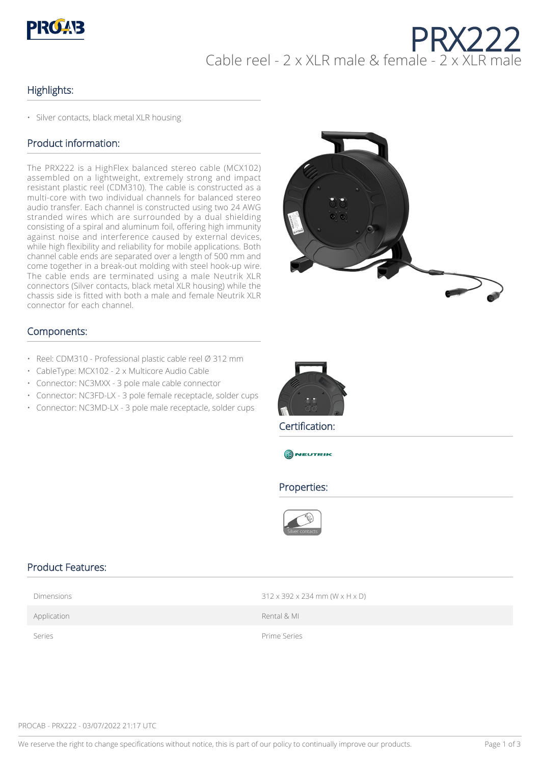# PRX222

Cable reel - 2 x XLR male & female - 2 x XLR male

## Highlights:

- Silver contacts, black metal XLR housing

## Product information:

The PRX222 is a HighFlex balanced stereo cable (MCX102) assembled on a lightweight, extremely strong and impact resistant plastic reel (CDM310). The cable is constructed as a multi-core with two individual channels for balanced stereo audio transfer. Each channel is constructed using two 24 AWG stranded wires which are surrounded by a dual shielding consisting of a spiral and aluminum foil, offering high immunity against noise and interference caused by external devices, while high flexibility and reliability for mobile applications. Both channel cable ends are separated over a length of 500 mm and come together in a break-out molding with steel hook-up wire. The cable ends are terminated using a male Neutrik XLR connectors (Silver contacts, black metal XLR housing) while the chassis side is fitted with both a male and female Neutrik XLR connector for each channel.

## Components:

- Reel: CDM310 - Professional plastic cable reel Ø 312 mm
- CableType: MCX102 - 2 x Multicore Audio Cable
- Connector: NC3MXX - 3 pole male cable connector
- Connector: NC3FD-LX - 3 pole female receptacle, solder cups
- Connector: NC3MD-LX - 3 pole male receptacle, solder cups

## Certification:

NEUTRIK

## Properties:

Silver contacts

## Product Features:

| | |
|---|---|
| Dimensions | 312 x 392 x 234 mm (W x H x D) |
| Application | Rental & MI |
| Series | Prime Series |

PROCAB - PRX222 - 03/07/2022 21:17 UTC

We reserve the right to change specifications without notice, this is part of our policy to continually improve our products.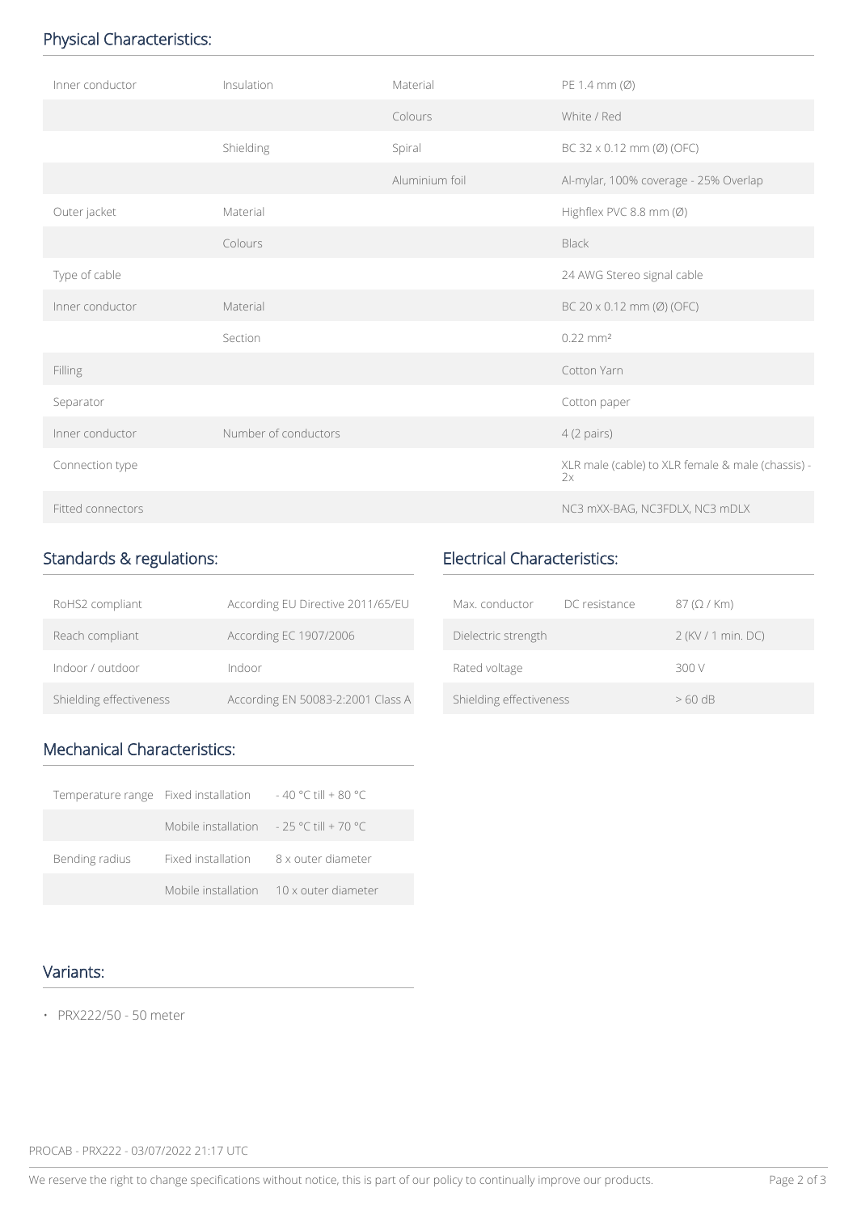## Physical Characteristics:

| | | | |
|---|---|---|---|
| Inner conductor | Insulation | Material | PE 1.4 mm (Ø) |
| | | Colours | White / Red |
| | Shielding | Spiral | BC 32 x 0.12 mm (Ø) (OFC) |
| | | Aluminium foil | Al-mylar, 100% coverage - 25% Overlap |
| Outer jacket | Material | | Highflex PVC 8.8 mm (Ø) |
| | Colours | | Black |
| Type of cable | | | 24 AWG Stereo signal cable |
| Inner conductor | Material | | BC 20 x 0.12 mm (Ø) (OFC) |
| | Section | | 0.22 mm² |
| Filling | | | Cotton Yarn |
| Separator | | | Cotton paper |
| Inner conductor | Number of conductors | | 4 (2 pairs) |
| Connection type | | | XLR male (cable) to XLR female & male (chassis) - 2x |
| Fitted connectors | | | NC3 mXX-BAG, NC3FDLX, NC3 mDLX |

## Standards & regulations:

| | |
|---|---|
| RoHS2 compliant | According EU Directive 2011/65/EU |
| Reach compliant | According EC 1907/2006 |
| Indoor / outdoor | Indoor |
| Shielding effectiveness | According EN 50083-2:2001 Class A |

## Electrical Characteristics:

| | | |
|---|---|---|
| Max. conductor | DC resistance | 87 (Ω / Km) |
| Dielectric strength | | 2 (KV / 1 min. DC) |
| Rated voltage | | 300 V |
| Shielding effectiveness | | > 60 dB |

## Mechanical Characteristics:

| | | |
|---|---|---|
| Temperature range | Fixed installation | - 40 °C till + 80 °C |
| | Mobile installation | - 25 °C till + 70 °C |
| Bending radius | Fixed installation | 8 x outer diameter |
| | Mobile installation | 10 x outer diameter |

## Variants:

- PRX222/50 - 50 meter

PROCAB - PRX222 - 03/07/2022 21:17 UTC

We reserve the right to change specifications without notice, this is part of our policy to continually improve our products.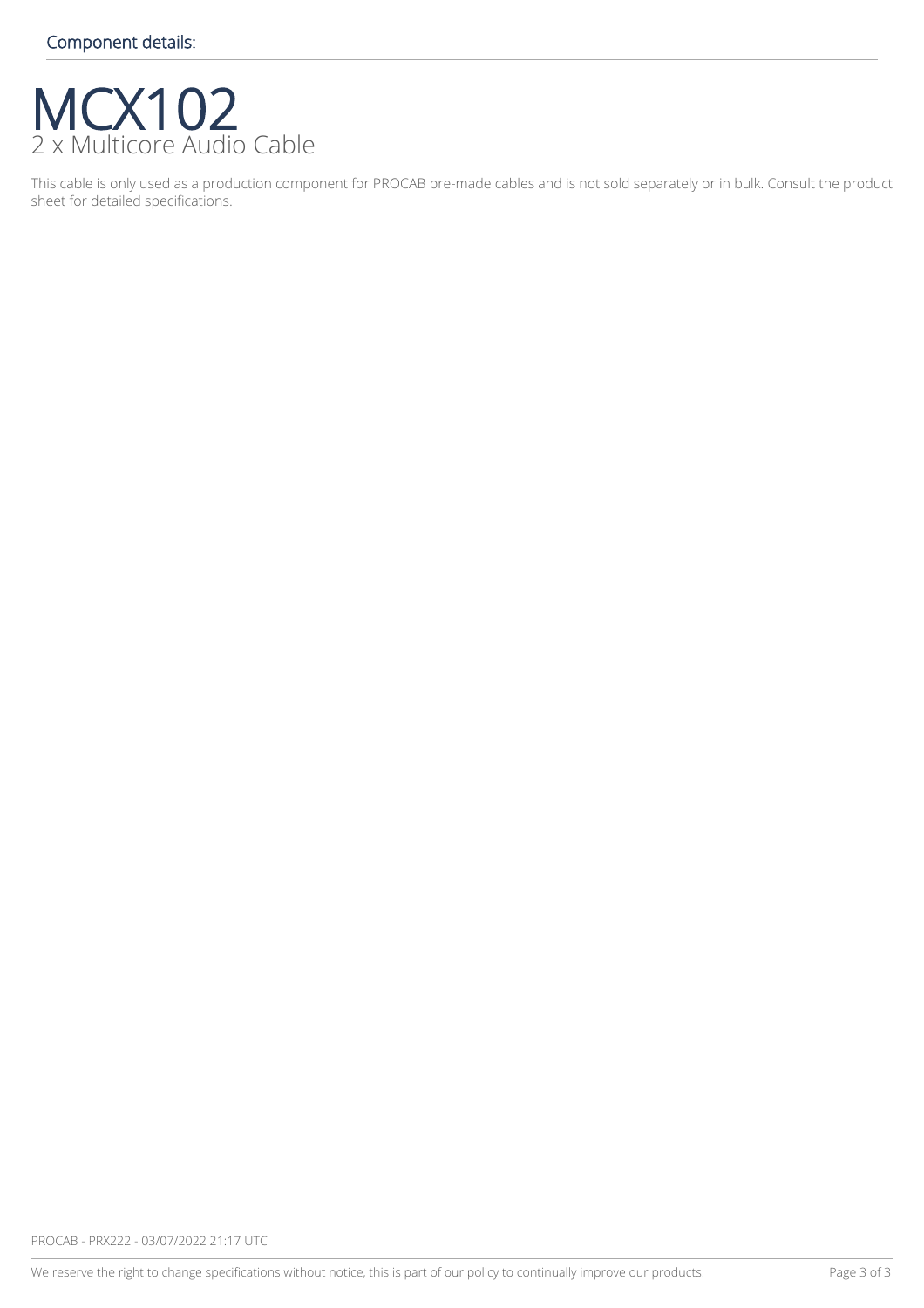## Component details:

# MCX102

2 x Multicore Audio Cable

This cable is only used as a production component for PROCAB pre-made cables and is not sold separately or in bulk. Consult the product sheet for detailed specifications.

PROCAB - PRX222 - 03/07/2022 21:17 UTC

We reserve the right to change specifications without notice, this is part of our policy to continually improve our products.